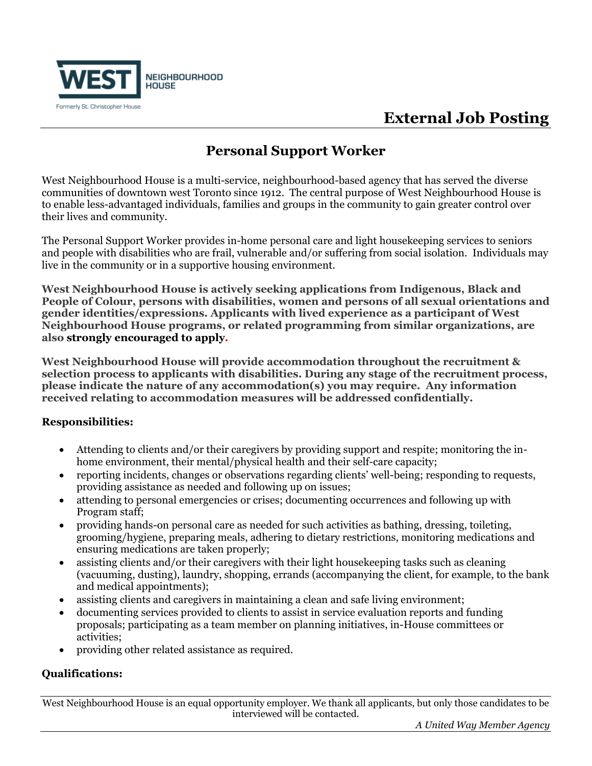WEST NEIGHBOURHOOD HOUSE

Formerly St. Christopher House

# External Job Posting

## Personal Support Worker

West Neighbourhood House is a multi-service, neighbourhood-based agency that has served the diverse communities of downtown west Toronto since 1912. The central purpose of West Neighbourhood House is to enable less-advantaged individuals, families and groups in the community to gain greater control over their lives and community.

The Personal Support Worker provides in-home personal care and light housekeeping services to seniors and people with disabilities who are frail, vulnerable and/or suffering from social isolation. Individuals may live in the community or in a supportive housing environment.

**West Neighbourhood House is actively seeking applications from Indigenous, Black and People of Colour, persons with disabilities, women and persons of all sexual orientations and gender identities/expressions. Applicants with lived experience as a participant of West Neighbourhood House programs, or related programming from similar organizations, are also strongly encouraged to apply.**

**West Neighbourhood House will provide accommodation throughout the recruitment & selection process to applicants with disabilities. During any stage of the recruitment process, please indicate the nature of any accommodation(s) you may require. Any information received relating to accommodation measures will be addressed confidentially.**

**Responsibilities:**

- Attending to clients and/or their caregivers by providing support and respite; monitoring the in-home environment, their mental/physical health and their self-care capacity;
- reporting incidents, changes or observations regarding clients' well-being; responding to requests, providing assistance as needed and following up on issues;
- attending to personal emergencies or crises; documenting occurrences and following up with Program staff;
- providing hands-on personal care as needed for such activities as bathing, dressing, toileting, grooming/hygiene, preparing meals, adhering to dietary restrictions, monitoring medications and ensuring medications are taken properly;
- assisting clients and/or their caregivers with their light housekeeping tasks such as cleaning (vacuuming, dusting), laundry, shopping, errands (accompanying the client, for example, to the bank and medical appointments);
- assisting clients and caregivers in maintaining a clean and safe living environment;
- documenting services provided to clients to assist in service evaluation reports and funding proposals; participating as a team member on planning initiatives, in-House committees or activities;
- providing other related assistance as required.

**Qualifications:**

West Neighbourhood House is an equal opportunity employer. We thank all applicants, but only those candidates to be interviewed will be contacted.

*A United Way Member Agency*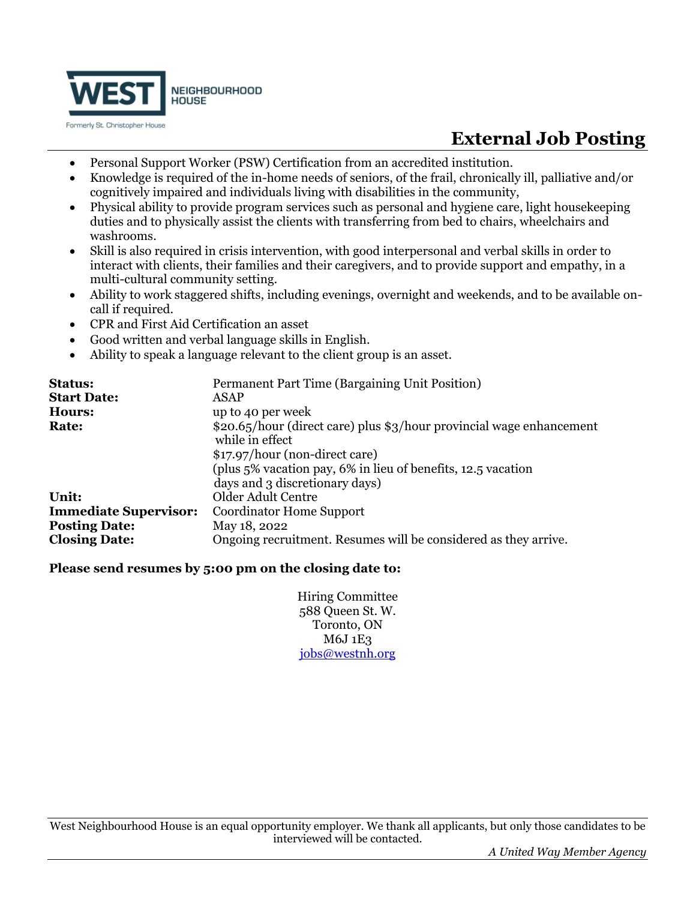# External Job Posting

- Personal Support Worker (PSW) Certification from an accredited institution.
- Knowledge is required of the in-home needs of seniors, of the frail, chronically ill, palliative and/or cognitively impaired and individuals living with disabilities in the community,
- Physical ability to provide program services such as personal and hygiene care, light housekeeping duties and to physically assist the clients with transferring from bed to chairs, wheelchairs and washrooms.
- Skill is also required in crisis intervention, with good interpersonal and verbal skills in order to interact with clients, their families and their caregivers, and to provide support and empathy, in a multi-cultural community setting.
- Ability to work staggered shifts, including evenings, overnight and weekends, and to be available on-call if required.
- CPR and First Aid Certification an asset
- Good written and verbal language skills in English.
- Ability to speak a language relevant to the client group is an asset.

| | |
|---|---|
| **Status:** | Permanent Part Time (Bargaining Unit Position) |
| **Start Date:** | ASAP |
| **Hours:** | up to 40 per week |
| **Rate:** | $20.65/hour (direct care) plus $3/hour provincial wage enhancement while in effect<br>$17.97/hour (non-direct care)<br>(plus 5% vacation pay, 6% in lieu of benefits, 12.5 vacation days and 3 discretionary days) |
| **Unit:** | Older Adult Centre |
| **Immediate Supervisor:** | Coordinator Home Support |
| **Posting Date:** | May 18, 2022 |
| **Closing Date:** | Ongoing recruitment. Resumes will be considered as they arrive. |

**Please send resumes by 5:00 pm on the closing date to:**

Hiring Committee
588 Queen St. W.
Toronto, ON
M6J 1E3
jobs@westnh.org

West Neighbourhood House is an equal opportunity employer. We thank all applicants, but only those candidates to be interviewed will be contacted.

*A United Way Member Agency*